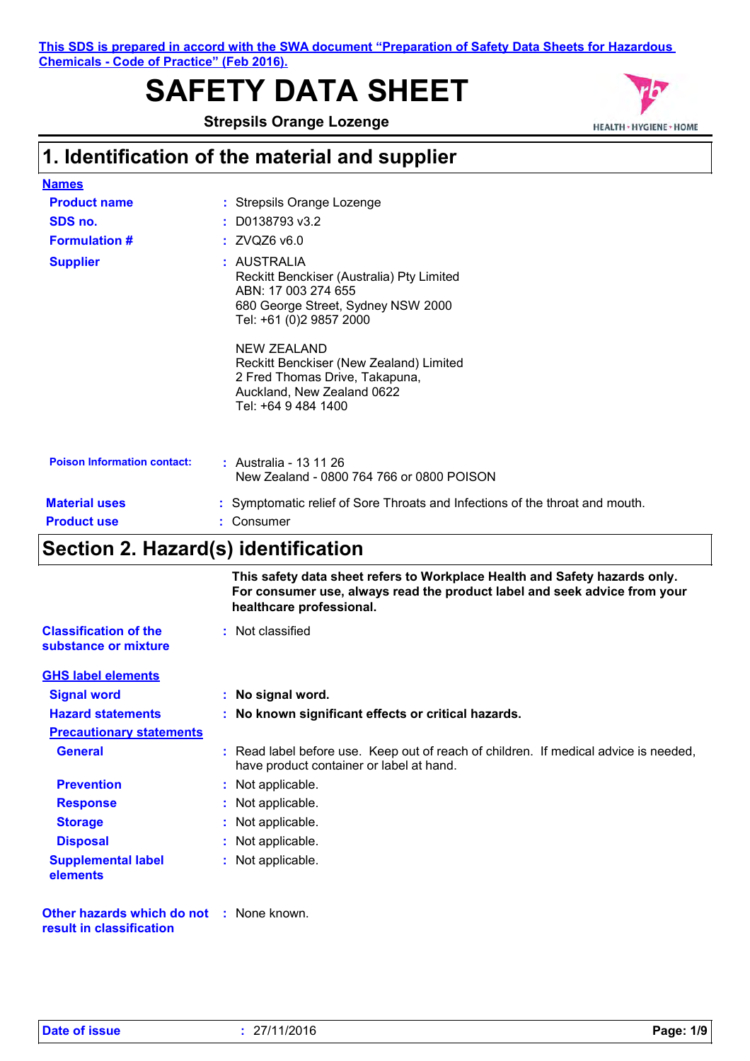This SDS is prepared in accord with the SWA document "Preparation of Safety Data Sheets for Hazardous Chemicals - Code of Practice" (Feb 2016).

# SAFETY DATA SHEET

**Strepsils Orange Lozenge**

## 1. Identification of the material and supplier

**Names**

| | | |
|---|---|---|
| **Product name** | : | Strepsils Orange Lozenge |
| **SDS no.** | : | D0138793 v3.2 |
| **Formulation #** | : | ZVQZ6 v6.0 |
| **Supplier** | : | AUSTRALIA<br>Reckitt Benckiser (Australia) Pty Limited<br>ABN: 17 003 274 655<br>680 George Street, Sydney NSW 2000<br>Tel: +61 (0)2 9857 2000<br><br>NEW ZEALAND<br>Reckitt Benckiser (New Zealand) Limited<br>2 Fred Thomas Drive, Takapuna,<br>Auckland, New Zealand 0622<br>Tel: +64 9 484 1400 |
| **Poison Information contact:** | : | Australia - 13 11 26<br>New Zealand - 0800 764 766 or 0800 POISON |
| **Material uses** | : | Symptomatic relief of Sore Throats and Infections of the throat and mouth. |
| **Product use** | : | Consumer |

## Section 2. Hazard(s) identification

**This safety data sheet refers to Workplace Health and Safety hazards only. For consumer use, always read the product label and seek advice from your healthcare professional.**

| | | |
|---|---|---|
| **Classification of the substance or mixture** | : | Not classified |

**GHS label elements**

| | | |
|---|---|---|
| **Signal word** | : | **No signal word.** |
| **Hazard statements** | : | **No known significant effects or critical hazards.** |

**Precautionary statements**

| | | |
|---|---|---|
| **General** | : | Read label before use. Keep out of reach of children. If medical advice is needed, have product container or label at hand. |
| **Prevention** | : | Not applicable. |
| **Response** | : | Not applicable. |
| **Storage** | : | Not applicable. |
| **Disposal** | : | Not applicable. |
| **Supplemental label elements** | : | Not applicable. |

| | | |
|---|---|---|
| **Other hazards which do not result in classification** | : | None known. |

**Date of issue** : 27/11/2016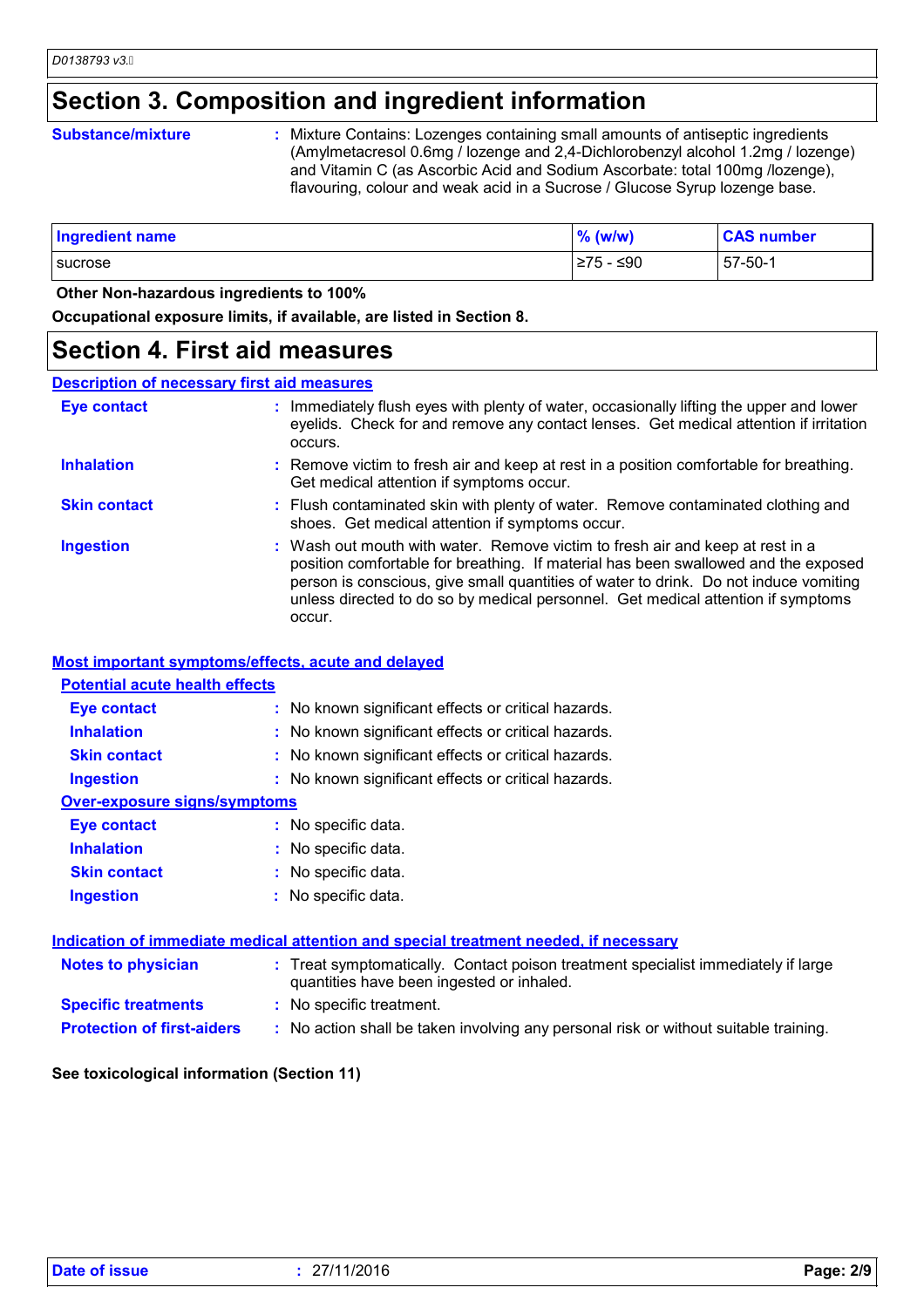# Section 3. Composition and ingredient information

**Substance/mixture** : Mixture Contains: Lozenges containing small amounts of antiseptic ingredients (Amylmetacresol 0.6mg / lozenge and 2,4-Dichlorobenzyl alcohol 1.2mg / lozenge) and Vitamin C (as Ascorbic Acid and Sodium Ascorbate: total 100mg /lozenge), flavouring, colour and weak acid in a Sucrose / Glucose Syrup lozenge base.

| Ingredient name | % (w/w) | CAS number |
|---|---|---|
| sucrose | ≥75 - ≤90 | 57-50-1 |

**Other Non-hazardous ingredients to 100%**

**Occupational exposure limits, if available, are listed in Section 8.**

# Section 4. First aid measures

## Description of necessary first aid measures

**Eye contact** : Immediately flush eyes with plenty of water, occasionally lifting the upper and lower eyelids. Check for and remove any contact lenses. Get medical attention if irritation occurs.

**Inhalation** : Remove victim to fresh air and keep at rest in a position comfortable for breathing. Get medical attention if symptoms occur.

**Skin contact** : Flush contaminated skin with plenty of water. Remove contaminated clothing and shoes. Get medical attention if symptoms occur.

**Ingestion** : Wash out mouth with water. Remove victim to fresh air and keep at rest in a position comfortable for breathing. If material has been swallowed and the exposed person is conscious, give small quantities of water to drink. Do not induce vomiting unless directed to do so by medical personnel. Get medical attention if symptoms occur.

## Most important symptoms/effects, acute and delayed

### Potential acute health effects

**Eye contact** : No known significant effects or critical hazards.

**Inhalation** : No known significant effects or critical hazards.

**Skin contact** : No known significant effects or critical hazards.

**Ingestion** : No known significant effects or critical hazards.

### Over-exposure signs/symptoms

**Eye contact** : No specific data.

**Inhalation** : No specific data.

**Skin contact** : No specific data.

**Ingestion** : No specific data.

## Indication of immediate medical attention and special treatment needed, if necessary

**Notes to physician** : Treat symptomatically. Contact poison treatment specialist immediately if large quantities have been ingested or inhaled.

**Specific treatments** : No specific treatment.

**Protection of first-aiders** : No action shall be taken involving any personal risk or without suitable training.

**See toxicological information (Section 11)**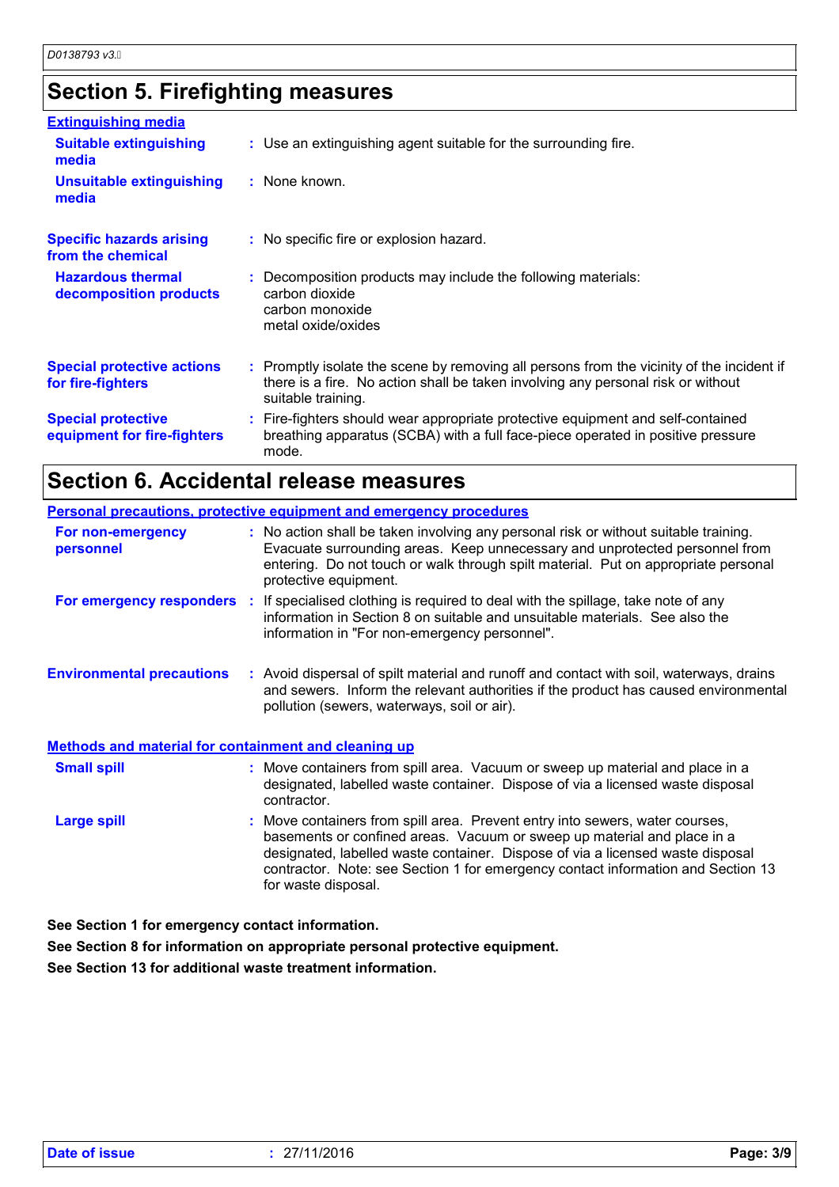## Section 5. Firefighting measures

**Extinguishing media**

**Suitable extinguishing media** : Use an extinguishing agent suitable for the surrounding fire.

**Unsuitable extinguishing media** : None known.

**Specific hazards arising from the chemical** : No specific fire or explosion hazard.

**Hazardous thermal decomposition products** : Decomposition products may include the following materials:
carbon dioxide
carbon monoxide
metal oxide/oxides

**Special protective actions for fire-fighters** : Promptly isolate the scene by removing all persons from the vicinity of the incident if there is a fire. No action shall be taken involving any personal risk or without suitable training.

**Special protective equipment for fire-fighters** : Fire-fighters should wear appropriate protective equipment and self-contained breathing apparatus (SCBA) with a full face-piece operated in positive pressure mode.

## Section 6. Accidental release measures

**Personal precautions, protective equipment and emergency procedures**

**For non-emergency personnel** : No action shall be taken involving any personal risk or without suitable training. Evacuate surrounding areas. Keep unnecessary and unprotected personnel from entering. Do not touch or walk through spilt material. Put on appropriate personal protective equipment.

**For emergency responders** : If specialised clothing is required to deal with the spillage, take note of any information in Section 8 on suitable and unsuitable materials. See also the information in "For non-emergency personnel".

**Environmental precautions** : Avoid dispersal of spilt material and runoff and contact with soil, waterways, drains and sewers. Inform the relevant authorities if the product has caused environmental pollution (sewers, waterways, soil or air).

**Methods and material for containment and cleaning up**

**Small spill** : Move containers from spill area. Vacuum or sweep up material and place in a designated, labelled waste container. Dispose of via a licensed waste disposal contractor.

**Large spill** : Move containers from spill area. Prevent entry into sewers, water courses, basements or confined areas. Vacuum or sweep up material and place in a designated, labelled waste container. Dispose of via a licensed waste disposal contractor. Note: see Section 1 for emergency contact information and Section 13 for waste disposal.

**See Section 1 for emergency contact information.**

**See Section 8 for information on appropriate personal protective equipment.**

**See Section 13 for additional waste treatment information.**

**Date of issue** : 27/11/2016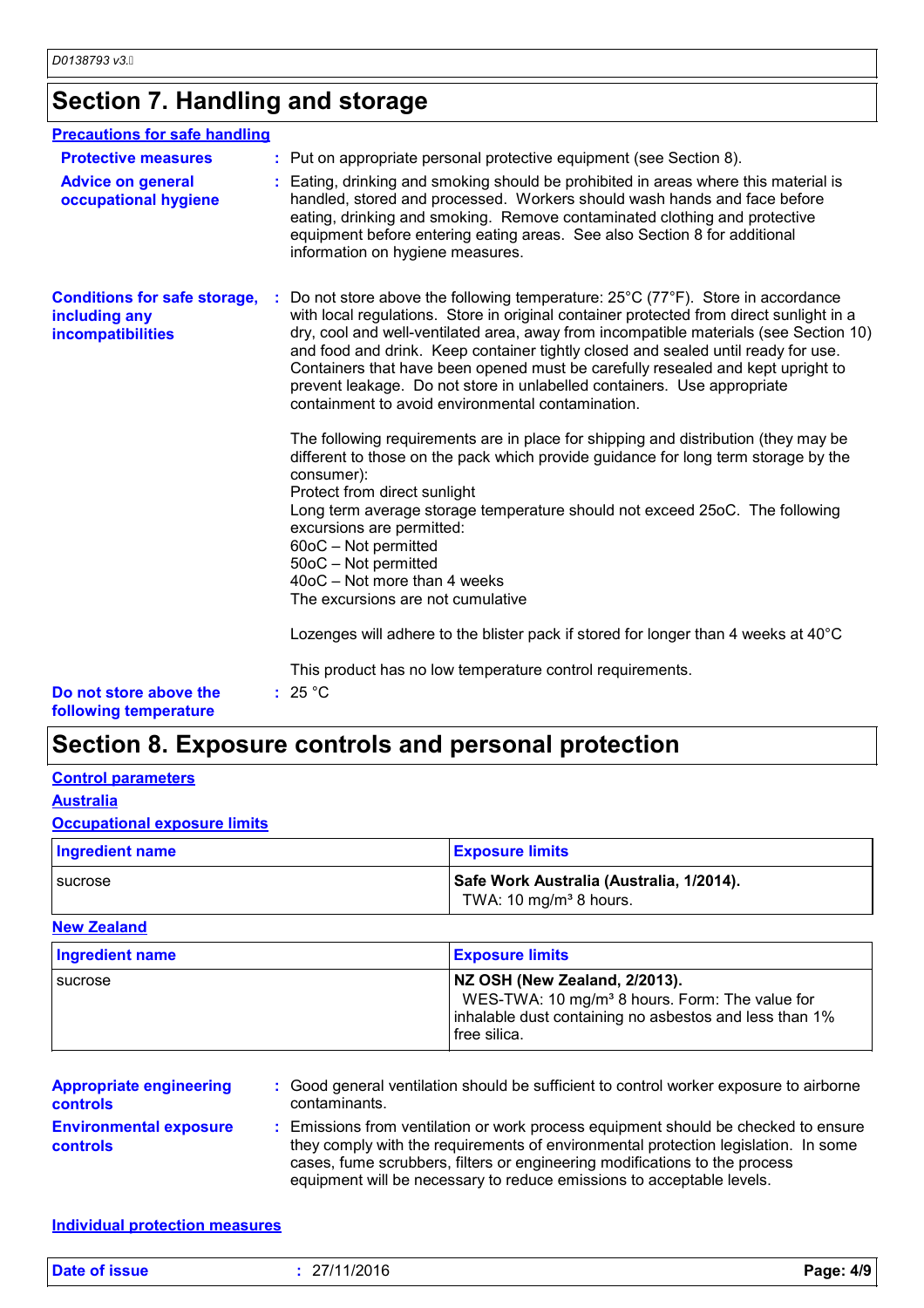## Section 7. Handling and storage

**Precautions for safe handling**

**Protective measures** : Put on appropriate personal protective equipment (see Section 8).

**Advice on general occupational hygiene** : Eating, drinking and smoking should be prohibited in areas where this material is handled, stored and processed. Workers should wash hands and face before eating, drinking and smoking. Remove contaminated clothing and protective equipment before entering eating areas. See also Section 8 for additional information on hygiene measures.

**Conditions for safe storage, including any incompatibilities** : Do not store above the following temperature: 25°C (77°F). Store in accordance with local regulations. Store in original container protected from direct sunlight in a dry, cool and well-ventilated area, away from incompatible materials (see Section 10) and food and drink. Keep container tightly closed and sealed until ready for use. Containers that have been opened must be carefully resealed and kept upright to prevent leakage. Do not store in unlabelled containers. Use appropriate containment to avoid environmental contamination.

The following requirements are in place for shipping and distribution (they may be different to those on the pack which provide guidance for long term storage by the consumer):
Protect from direct sunlight
Long term average storage temperature should not exceed 25oC. The following excursions are permitted:
60oC – Not permitted
50oC – Not permitted
40oC – Not more than 4 weeks
The excursions are not cumulative

Lozenges will adhere to the blister pack if stored for longer than 4 weeks at 40°C

This product has no low temperature control requirements.

**Do not store above the following temperature** : 25 °C

## Section 8. Exposure controls and personal protection

**Control parameters**

**Australia**

**Occupational exposure limits**

| Ingredient name | Exposure limits |
|---|---|
| sucrose | **Safe Work Australia (Australia, 1/2014).** TWA: 10 mg/m³ 8 hours. |

**New Zealand**

| Ingredient name | Exposure limits |
|---|---|
| sucrose | **NZ OSH (New Zealand, 2/2013).** WES-TWA: 10 mg/m³ 8 hours. Form: The value for inhalable dust containing no asbestos and less than 1% free silica. |

**Appropriate engineering controls** : Good general ventilation should be sufficient to control worker exposure to airborne contaminants.

**Environmental exposure controls** : Emissions from ventilation or work process equipment should be checked to ensure they comply with the requirements of environmental protection legislation. In some cases, fume scrubbers, filters or engineering modifications to the process equipment will be necessary to reduce emissions to acceptable levels.

**Individual protection measures**

**Date of issue** : 27/11/2016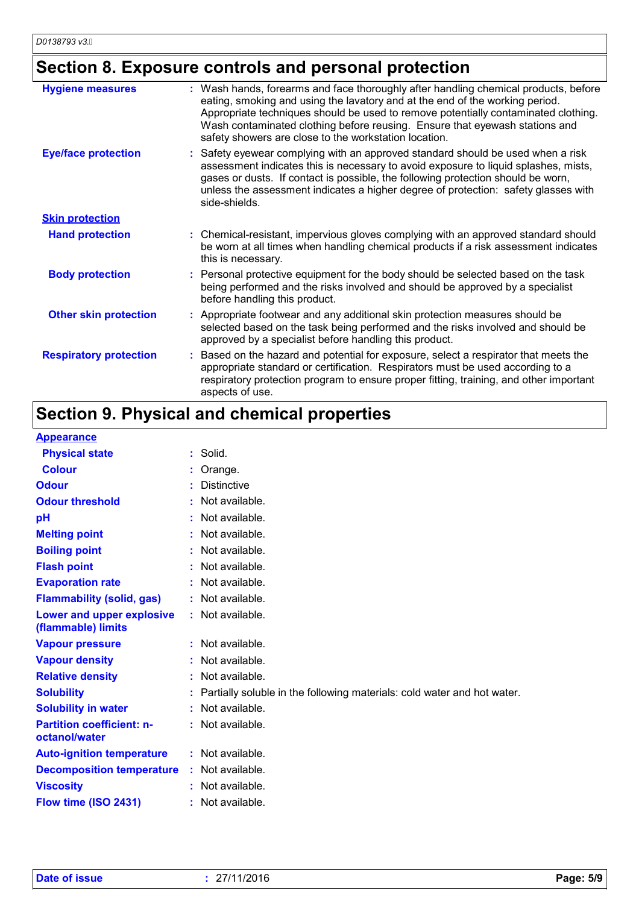## Section 8. Exposure controls and personal protection

**Hygiene measures** : Wash hands, forearms and face thoroughly after handling chemical products, before eating, smoking and using the lavatory and at the end of the working period. Appropriate techniques should be used to remove potentially contaminated clothing. Wash contaminated clothing before reusing. Ensure that eyewash stations and safety showers are close to the workstation location.

**Eye/face protection** : Safety eyewear complying with an approved standard should be used when a risk assessment indicates this is necessary to avoid exposure to liquid splashes, mists, gases or dusts. If contact is possible, the following protection should be worn, unless the assessment indicates a higher degree of protection: safety glasses with side-shields.

**Skin protection**

**Hand protection** : Chemical-resistant, impervious gloves complying with an approved standard should be worn at all times when handling chemical products if a risk assessment indicates this is necessary.

**Body protection** : Personal protective equipment for the body should be selected based on the task being performed and the risks involved and should be approved by a specialist before handling this product.

**Other skin protection** : Appropriate footwear and any additional skin protection measures should be selected based on the task being performed and the risks involved and should be approved by a specialist before handling this product.

**Respiratory protection** : Based on the hazard and potential for exposure, select a respirator that meets the appropriate standard or certification. Respirators must be used according to a respiratory protection program to ensure proper fitting, training, and other important aspects of use.

## Section 9. Physical and chemical properties

**Appearance**

| Property | Value |
|---|---|
| Physical state | Solid. |
| Colour | Orange. |
| Odour | Distinctive |
| Odour threshold | Not available. |
| pH | Not available. |
| Melting point | Not available. |
| Boiling point | Not available. |
| Flash point | Not available. |
| Evaporation rate | Not available. |
| Flammability (solid, gas) | Not available. |
| Lower and upper explosive (flammable) limits | Not available. |
| Vapour pressure | Not available. |
| Vapour density | Not available. |
| Relative density | Not available. |
| Solubility | Partially soluble in the following materials: cold water and hot water. |
| Solubility in water | Not available. |
| Partition coefficient: n-octanol/water | Not available. |
| Auto-ignition temperature | Not available. |
| Decomposition temperature | Not available. |
| Viscosity | Not available. |
| Flow time (ISO 2431) | Not available. |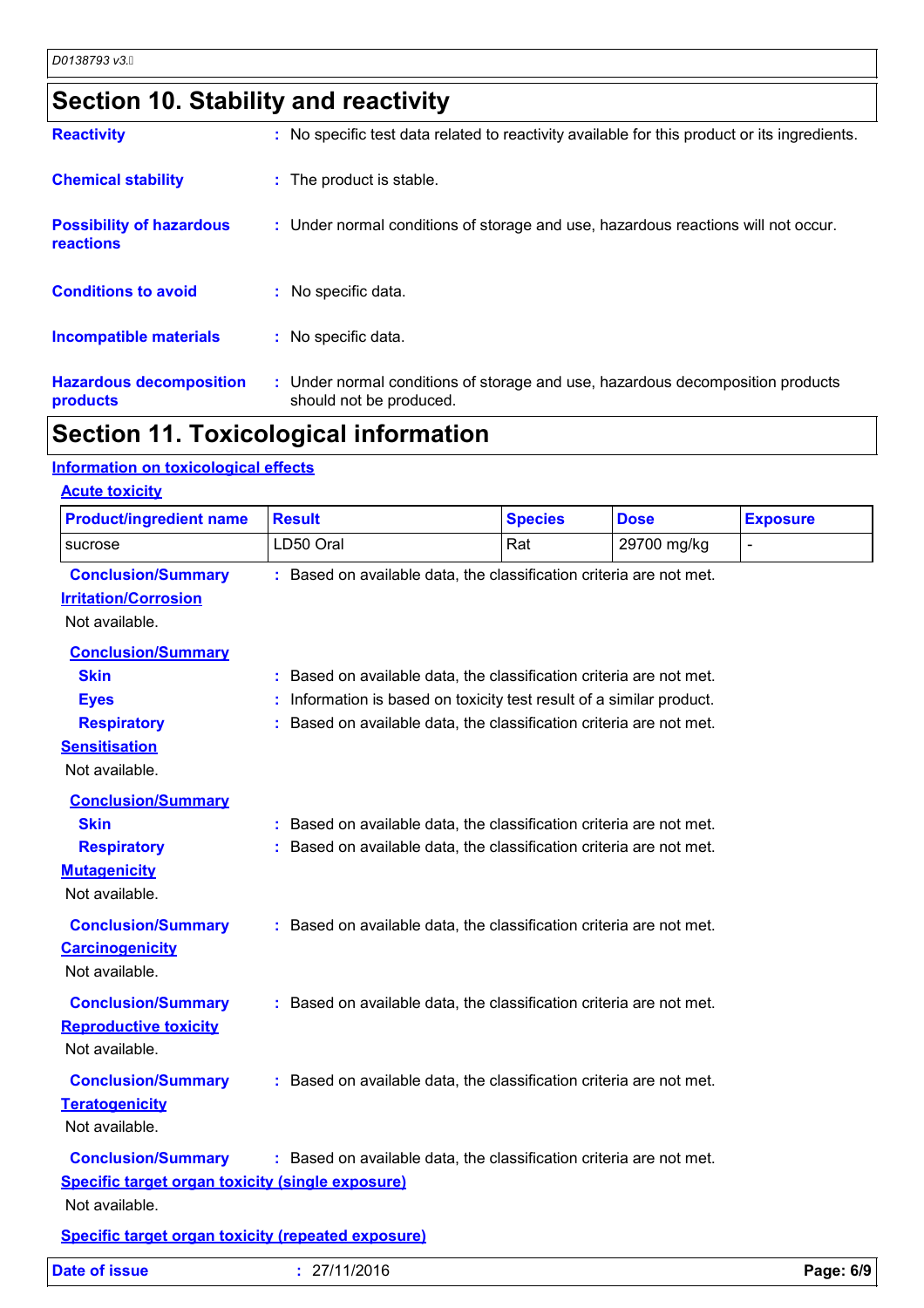## Section 10. Stability and reactivity

**Reactivity** : No specific test data related to reactivity available for this product or its ingredients.

**Chemical stability** : The product is stable.

**Possibility of hazardous reactions** : Under normal conditions of storage and use, hazardous reactions will not occur.

**Conditions to avoid** : No specific data.

**Incompatible materials** : No specific data.

**Hazardous decomposition products** : Under normal conditions of storage and use, hazardous decomposition products should not be produced.

## Section 11. Toxicological information

### Information on toxicological effects

#### Acute toxicity

| Product/ingredient name | Result | Species | Dose | Exposure |
| --- | --- | --- | --- | --- |
| sucrose | LD50 Oral | Rat | 29700 mg/kg | - |

**Conclusion/Summary** : Based on available data, the classification criteria are not met.

#### Irritation/Corrosion

Not available.

**Conclusion/Summary**

- **Skin** : Based on available data, the classification criteria are not met.
- **Eyes** : Information is based on toxicity test result of a similar product.
- **Respiratory** : Based on available data, the classification criteria are not met.

#### Sensitisation

Not available.

**Conclusion/Summary**

- **Skin** : Based on available data, the classification criteria are not met.
- **Respiratory** : Based on available data, the classification criteria are not met.

#### Mutagenicity

Not available.

**Conclusion/Summary** : Based on available data, the classification criteria are not met.

#### Carcinogenicity

Not available.

**Conclusion/Summary** : Based on available data, the classification criteria are not met.

#### Reproductive toxicity

Not available.

**Conclusion/Summary** : Based on available data, the classification criteria are not met.

#### Teratogenicity

Not available.

**Conclusion/Summary** : Based on available data, the classification criteria are not met.

#### Specific target organ toxicity (single exposure)

Not available.

#### Specific target organ toxicity (repeated exposure)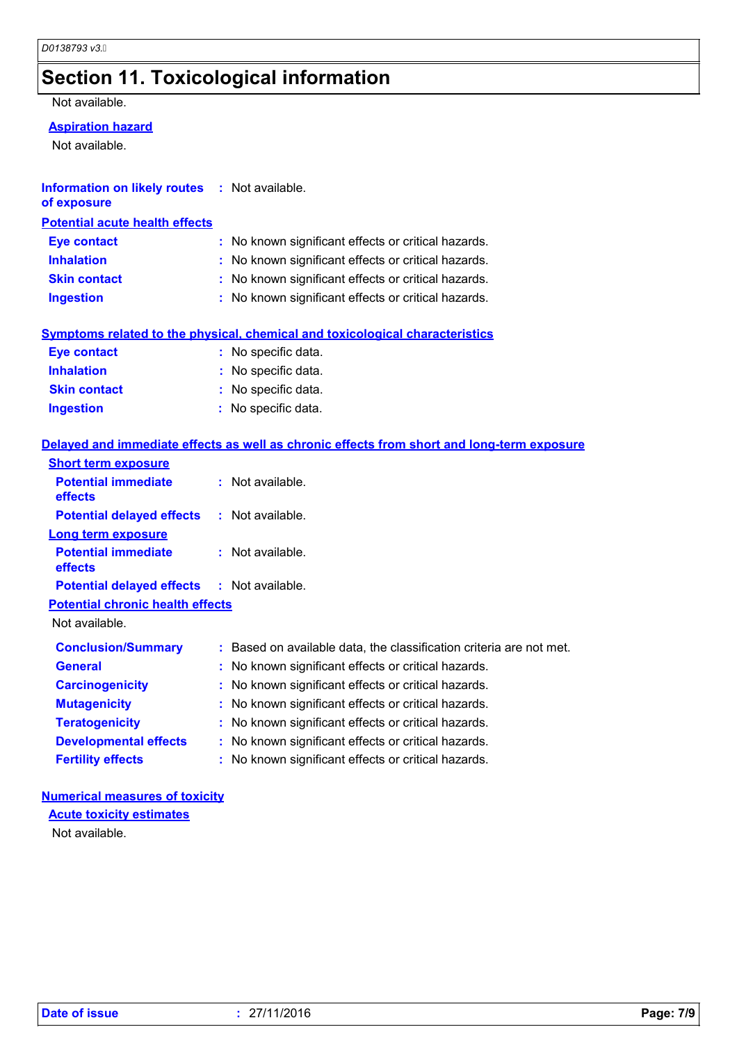# Section 11. Toxicological information

Not available.

**Aspiration hazard**

Not available.

**Information on likely routes of exposure** : Not available.

**Potential acute health effects**

**Eye contact** : No known significant effects or critical hazards.
**Inhalation** : No known significant effects or critical hazards.
**Skin contact** : No known significant effects or critical hazards.
**Ingestion** : No known significant effects or critical hazards.

**Symptoms related to the physical, chemical and toxicological characteristics**

**Eye contact** : No specific data.
**Inhalation** : No specific data.
**Skin contact** : No specific data.
**Ingestion** : No specific data.

**Delayed and immediate effects as well as chronic effects from short and long-term exposure**

**Short term exposure**

**Potential immediate effects** : Not available.
**Potential delayed effects** : Not available.

**Long term exposure**

**Potential immediate effects** : Not available.
**Potential delayed effects** : Not available.

**Potential chronic health effects**

Not available.

**Conclusion/Summary** : Based on available data, the classification criteria are not met.
**General** : No known significant effects or critical hazards.
**Carcinogenicity** : No known significant effects or critical hazards.
**Mutagenicity** : No known significant effects or critical hazards.
**Teratogenicity** : No known significant effects or critical hazards.
**Developmental effects** : No known significant effects or critical hazards.
**Fertility effects** : No known significant effects or critical hazards.

**Numerical measures of toxicity**

**Acute toxicity estimates**

Not available.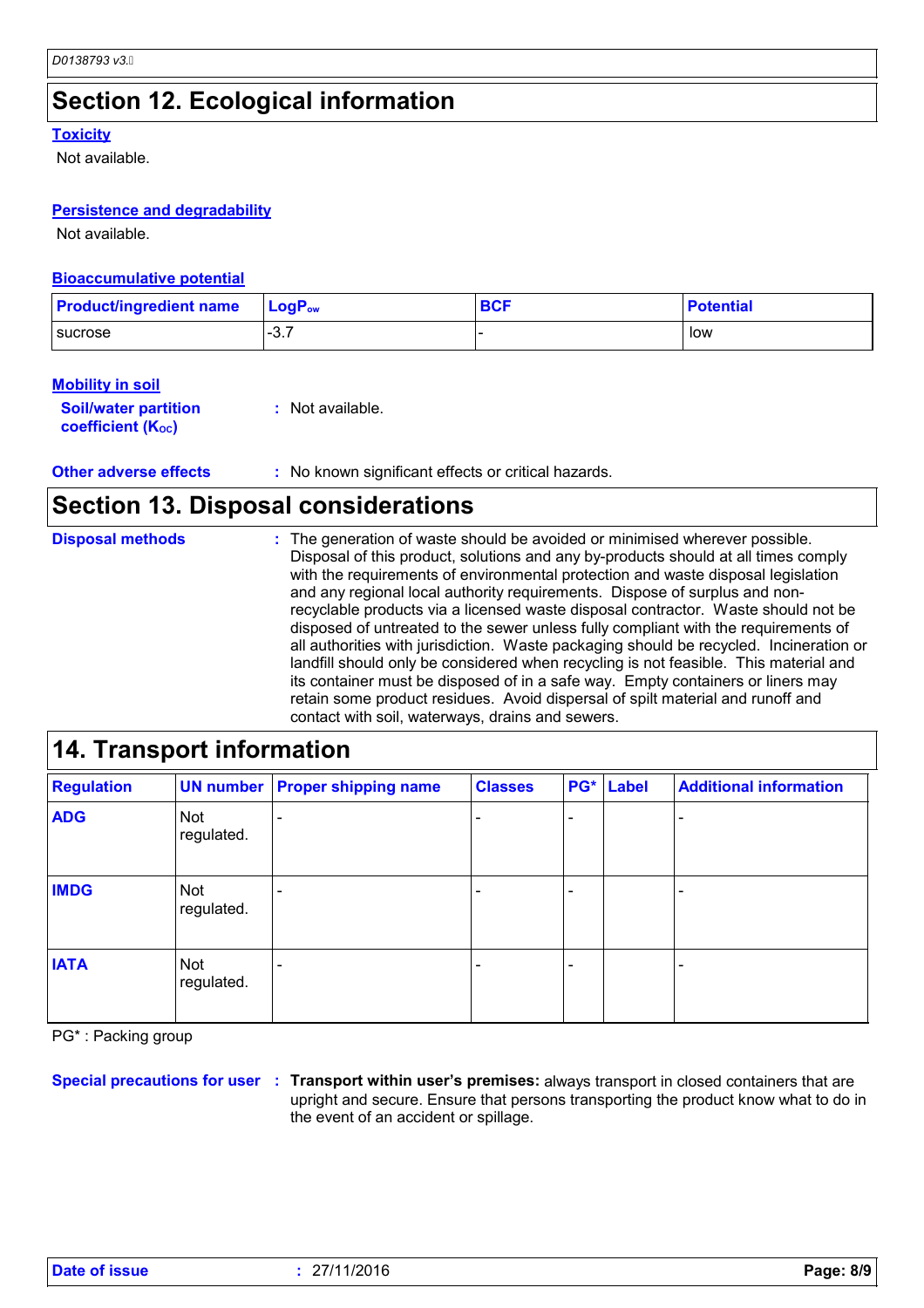## Section 12. Ecological information

### Toxicity

Not available.

### Persistence and degradability

Not available.

### Bioaccumulative potential

| Product/ingredient name | $LogP_{ow}$ | BCF | Potential |
|---|---|---|---|
| sucrose | -3.7 | - | low |

### Mobility in soil

**Soil/water partition coefficient ($K_{OC}$)** : Not available.

**Other adverse effects** : No known significant effects or critical hazards.

## Section 13. Disposal considerations

**Disposal methods** : The generation of waste should be avoided or minimised wherever possible. Disposal of this product, solutions and any by-products should at all times comply with the requirements of environmental protection and waste disposal legislation and any regional local authority requirements. Dispose of surplus and non-recyclable products via a licensed waste disposal contractor. Waste should not be disposed of untreated to the sewer unless fully compliant with the requirements of all authorities with jurisdiction. Waste packaging should be recycled. Incineration or landfill should only be considered when recycling is not feasible. This material and its container must be disposed of in a safe way. Empty containers or liners may retain some product residues. Avoid dispersal of spilt material and runoff and contact with soil, waterways, drains and sewers.

## 14. Transport information

| Regulation | UN number | Proper shipping name | Classes | PG* | Label | Additional information |
|---|---|---|---|---|---|---|
| ADG | Not regulated. | - | - | - | | - |
| IMDG | Not regulated. | - | - | - | | - |
| IATA | Not regulated. | - | - | - | | - |

PG* : Packing group

**Special precautions for user** : **Transport within user's premises:** always transport in closed containers that are upright and secure. Ensure that persons transporting the product know what to do in the event of an accident or spillage.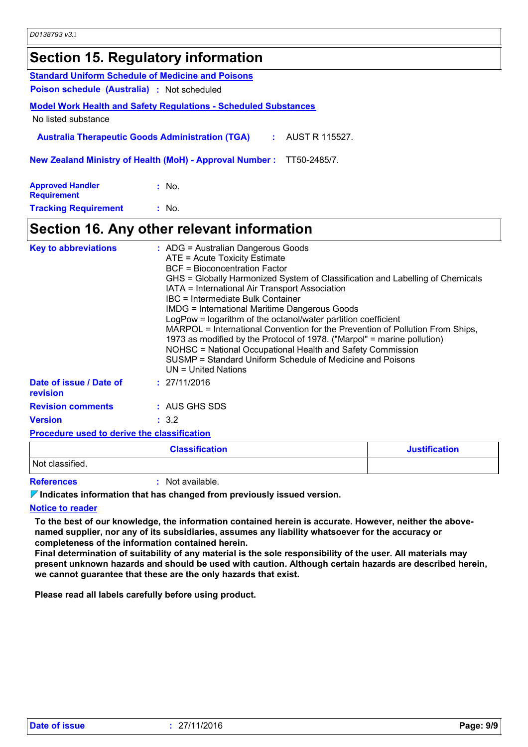## Section 15. Regulatory information

**Standard Uniform Schedule of Medicine and Poisons**

**Poison schedule (Australia)** : Not scheduled

**Model Work Health and Safety Regulations - Scheduled Substances**

No listed substance

**Australia Therapeutic Goods Administration (TGA)** : AUST R 115527.

**New Zealand Ministry of Health (MoH) - Approval Number** : TT50-2485/7.

**Approved Handler Requirement** : No.

**Tracking Requirement** : No.

## Section 16. Any other relevant information

**Key to abbreviations** :
ADG = Australian Dangerous Goods
ATE = Acute Toxicity Estimate
BCF = Bioconcentration Factor
GHS = Globally Harmonized System of Classification and Labelling of Chemicals
IATA = International Air Transport Association
IBC = Intermediate Bulk Container
IMDG = International Maritime Dangerous Goods
LogPow = logarithm of the octanol/water partition coefficient
MARPOL = International Convention for the Prevention of Pollution From Ships, 1973 as modified by the Protocol of 1978. ("Marpol" = marine pollution)
NOHSC = National Occupational Health and Safety Commission
SUSMP = Standard Uniform Schedule of Medicine and Poisons
UN = United Nations

**Date of issue / Date of revision** : 27/11/2016

**Revision comments** : AUS GHS SDS

**Version** : 3.2

**Procedure used to derive the classification**

| Classification | Justification |
|---|---|
| Not classified. | |

**References** : Not available.

**Indicates information that has changed from previously issued version.**

**Notice to reader**

**To the best of our knowledge, the information contained herein is accurate. However, neither the above-named supplier, nor any of its subsidiaries, assumes any liability whatsoever for the accuracy or completeness of the information contained herein.**
**Final determination of suitability of any material is the sole responsibility of the user. All materials may present unknown hazards and should be used with caution. Although certain hazards are described herein, we cannot guarantee that these are the only hazards that exist.**

**Please read all labels carefully before using product.**